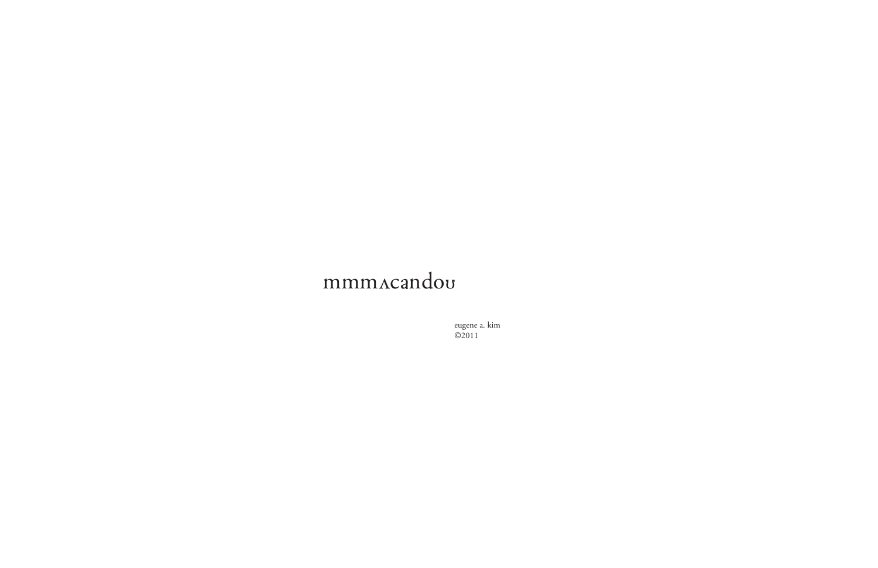# mmmʌcandoʊ

eugene a. kim
©2011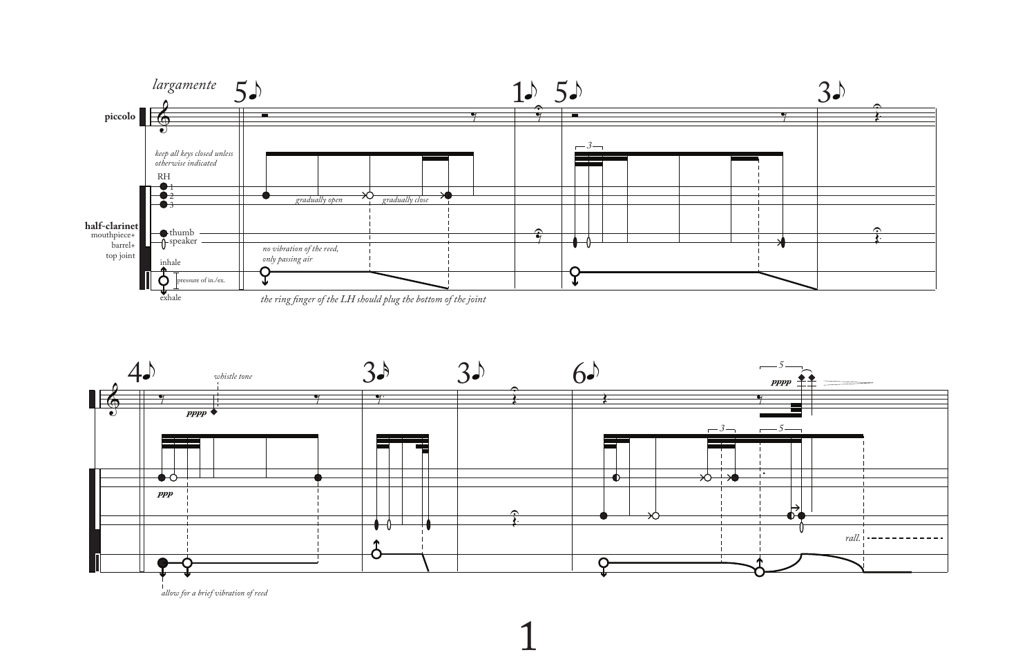*largamente*

**piccolo**

*keep all keys closed unless otherwise indicated*

RH

**half-clarinet**
mouthpiece+
barrel+
top joint

thumb
speaker
inhale
pressure of in./ex.
exhale

*gradually open*
*gradually close*

*no vibration of the reed, only passing air*

*the ring finger of the LH should plug the bottom of the joint*

*whistle tone*

*pppp*

*ppp*

*allow for a brief vibration of reed*

*pppp*

*rall.*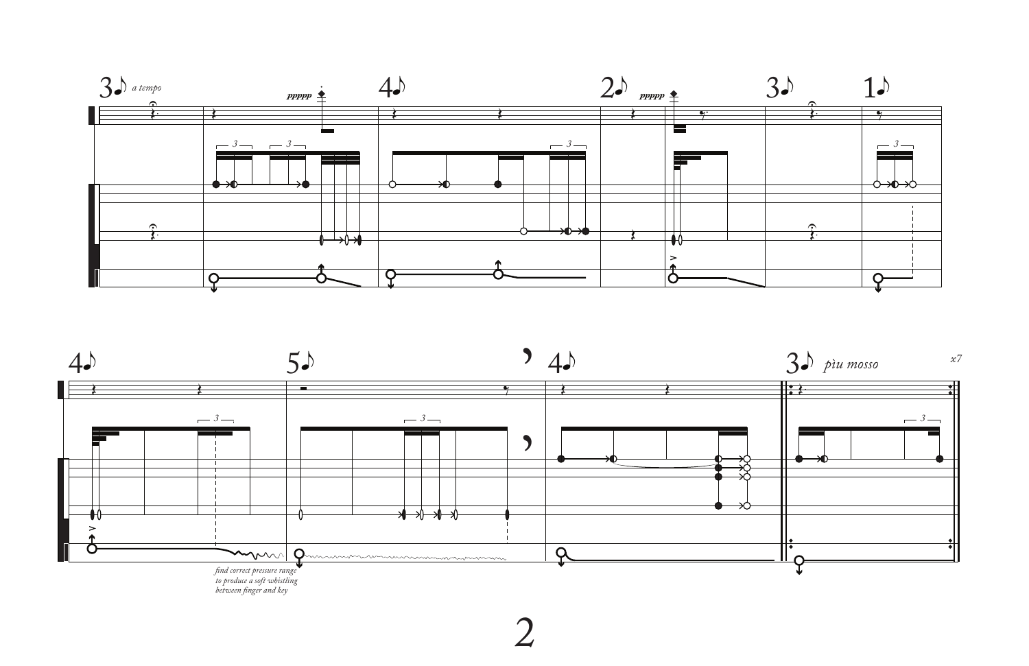3 a tempo

ppppp

4

2 ppppp

3

1

4

5

4

3 pìu mosso

x7

*find correct pressure range to produce a soft whistling between finger and key*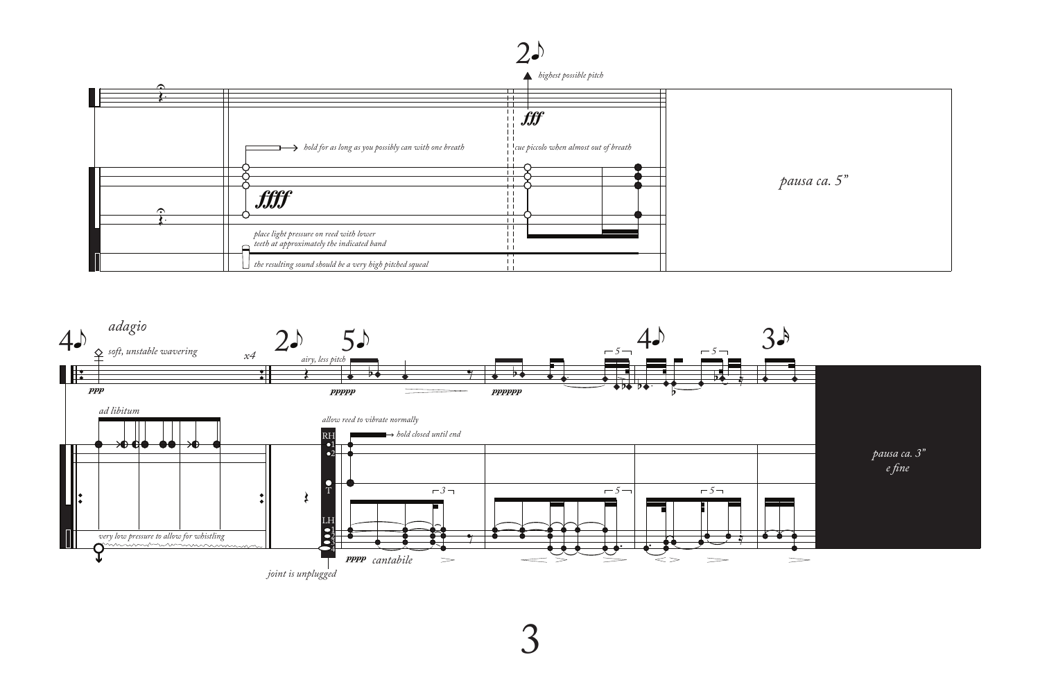2♪

highest possible pitch

*fff*

*hold for as long as you possibly can with one breath*

*cue piccolo when almost out of breath*

*ffff*

*place light pressure on reed with lower teeth at approximately the indicated band*

*the resulting sound should be a very high pitched squeal*

*pausa ca. 5"*

4♪

*adagio*

*soft, unstable wavering*

*ppp*

*x4*

*ad libitum*

*very low pressure to allow for whistling*

2♪

*airy, less pitch*

5♪

*ppppp*

*pppppp*

4♪

3♪

*allow reed to vibrate normally*

RH 1 2

*hold closed until end*

T

LH 1 2 3 4

*joint is unplugged*

*pppp cantabile*

3

5

5

5

5

*pausa ca. 3"*
*e fine*